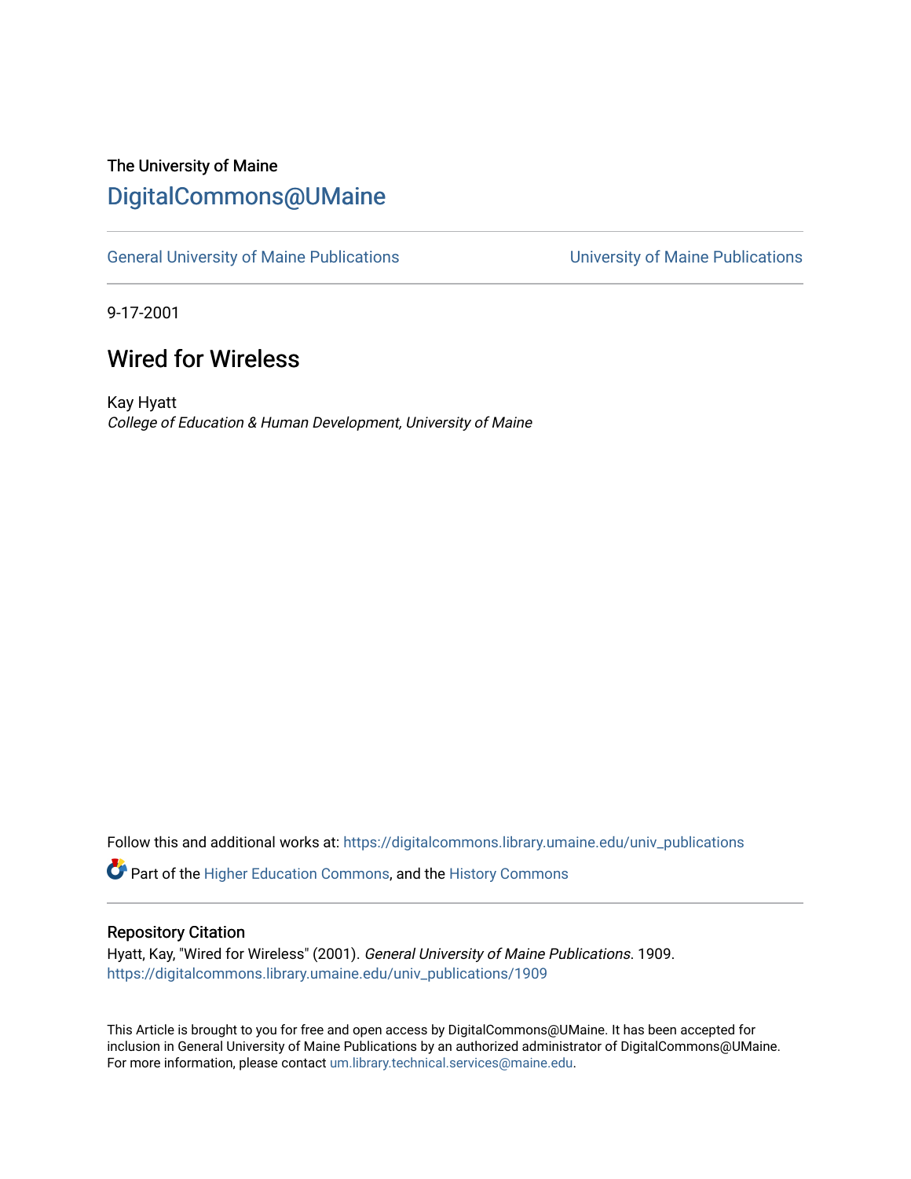The University of Maine

# DigitalCommons@UMaine

General University of Maine Publications | University of Maine Publications

9-17-2001

## Wired for Wireless

Kay Hyatt
*College of Education & Human Development, University of Maine*

Follow this and additional works at: https://digitalcommons.library.umaine.edu/univ_publications

Part of the Higher Education Commons, and the History Commons

### Repository Citation

Hyatt, Kay, "Wired for Wireless" (2001). *General University of Maine Publications*. 1909.
https://digitalcommons.library.umaine.edu/univ_publications/1909

This Article is brought to you for free and open access by DigitalCommons@UMaine. It has been accepted for inclusion in General University of Maine Publications by an authorized administrator of DigitalCommons@UMaine. For more information, please contact um.library.technical.services@maine.edu.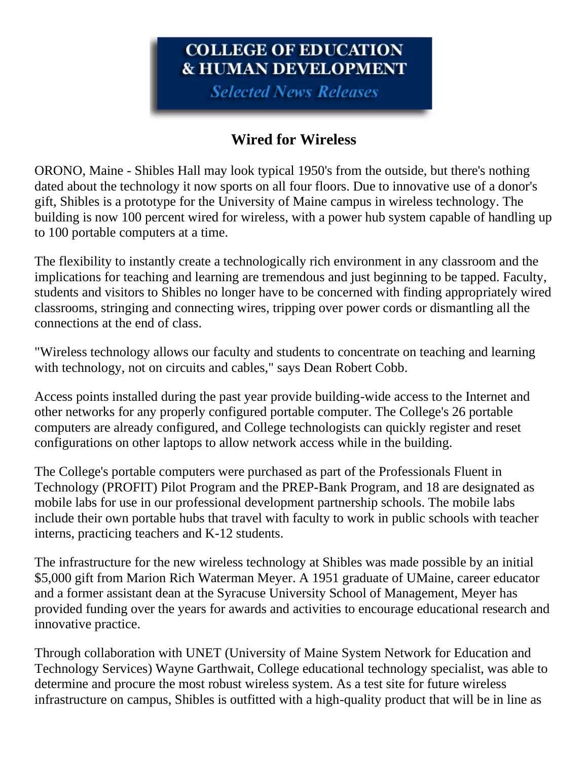# COLLEGE OF EDUCATION & HUMAN DEVELOPMENT

*Selected News Releases*

## Wired for Wireless

ORONO, Maine - Shibles Hall may look typical 1950's from the outside, but there's nothing dated about the technology it now sports on all four floors. Due to innovative use of a donor's gift, Shibles is a prototype for the University of Maine campus in wireless technology. The building is now 100 percent wired for wireless, with a power hub system capable of handling up to 100 portable computers at a time.

The flexibility to instantly create a technologically rich environment in any classroom and the implications for teaching and learning are tremendous and just beginning to be tapped. Faculty, students and visitors to Shibles no longer have to be concerned with finding appropriately wired classrooms, stringing and connecting wires, tripping over power cords or dismantling all the connections at the end of class.

"Wireless technology allows our faculty and students to concentrate on teaching and learning with technology, not on circuits and cables," says Dean Robert Cobb.

Access points installed during the past year provide building-wide access to the Internet and other networks for any properly configured portable computer. The College's 26 portable computers are already configured, and College technologists can quickly register and reset configurations on other laptops to allow network access while in the building.

The College's portable computers were purchased as part of the Professionals Fluent in Technology (PROFIT) Pilot Program and the PREP-Bank Program, and 18 are designated as mobile labs for use in our professional development partnership schools. The mobile labs include their own portable hubs that travel with faculty to work in public schools with teacher interns, practicing teachers and K-12 students.

The infrastructure for the new wireless technology at Shibles was made possible by an initial $5,000 gift from Marion Rich Waterman Meyer. A 1951 graduate of UMaine, career educator and a former assistant dean at the Syracuse University School of Management, Meyer has provided funding over the years for awards and activities to encourage educational research and innovative practice.

Through collaboration with UNET (University of Maine System Network for Education and Technology Services) Wayne Garthwait, College educational technology specialist, was able to determine and procure the most robust wireless system. As a test site for future wireless infrastructure on campus, Shibles is outfitted with a high-quality product that will be in line as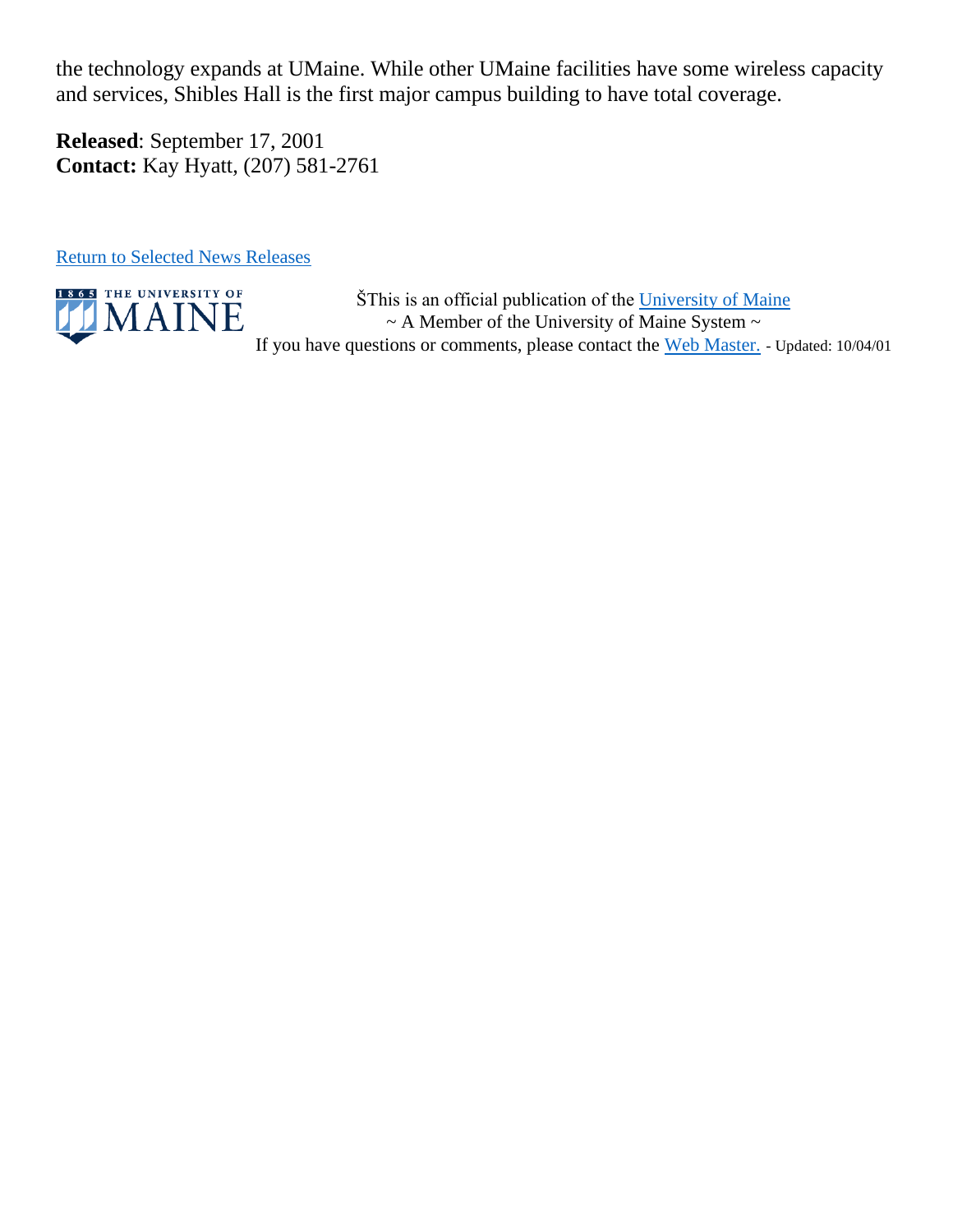the technology expands at UMaine. While other UMaine facilities have some wireless capacity and services, Shibles Hall is the first major campus building to have total coverage.

**Released**: September 17, 2001
**Contact:** Kay Hyatt, (207) 581-2761

Return to Selected News Releases

ŠThis is an official publication of the University of Maine
~ A Member of the University of Maine System ~
If you have questions or comments, please contact the Web Master. - Updated: 10/04/01